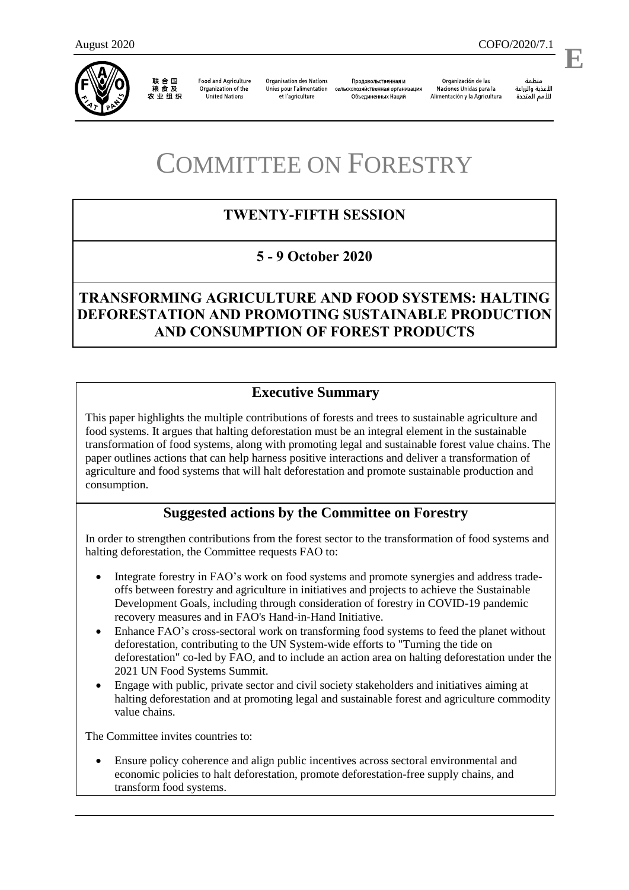August 2020 COFO/2020/7.1

E

联合国粮食及农业组织 Food and Agriculture Organization of the United Nations Organisation des Nations Unies pour l'alimentation et l'agriculture Продовольственная и сельскохозяйственная организация Объединенных Наций Organización de las Naciones Unidas para la Alimentación y la Agricultura منظمة الأغذية والزراعة للأمم المتحدة

# COMMITTEE ON FORESTRY

## TWENTY-FIFTH SESSION

## 5 - 9 October 2020

## TRANSFORMING AGRICULTURE AND FOOD SYSTEMS: HALTING DEFORESTATION AND PROMOTING SUSTAINABLE PRODUCTION AND CONSUMPTION OF FOREST PRODUCTS

### Executive Summary

This paper highlights the multiple contributions of forests and trees to sustainable agriculture and food systems. It argues that halting deforestation must be an integral element in the sustainable transformation of food systems, along with promoting legal and sustainable forest value chains. The paper outlines actions that can help harness positive interactions and deliver a transformation of agriculture and food systems that will halt deforestation and promote sustainable production and consumption.

### Suggested actions by the Committee on Forestry

In order to strengthen contributions from the forest sector to the transformation of food systems and halting deforestation, the Committee requests FAO to:

- Integrate forestry in FAO's work on food systems and promote synergies and address trade-offs between forestry and agriculture in initiatives and projects to achieve the Sustainable Development Goals, including through consideration of forestry in COVID-19 pandemic recovery measures and in FAO's Hand-in-Hand Initiative.
- Enhance FAO's cross-sectoral work on transforming food systems to feed the planet without deforestation, contributing to the UN System-wide efforts to "Turning the tide on deforestation" co-led by FAO, and to include an action area on halting deforestation under the 2021 UN Food Systems Summit.
- Engage with public, private sector and civil society stakeholders and initiatives aiming at halting deforestation and at promoting legal and sustainable forest and agriculture commodity value chains.

The Committee invites countries to:

- Ensure policy coherence and align public incentives across sectoral environmental and economic policies to halt deforestation, promote deforestation-free supply chains, and transform food systems.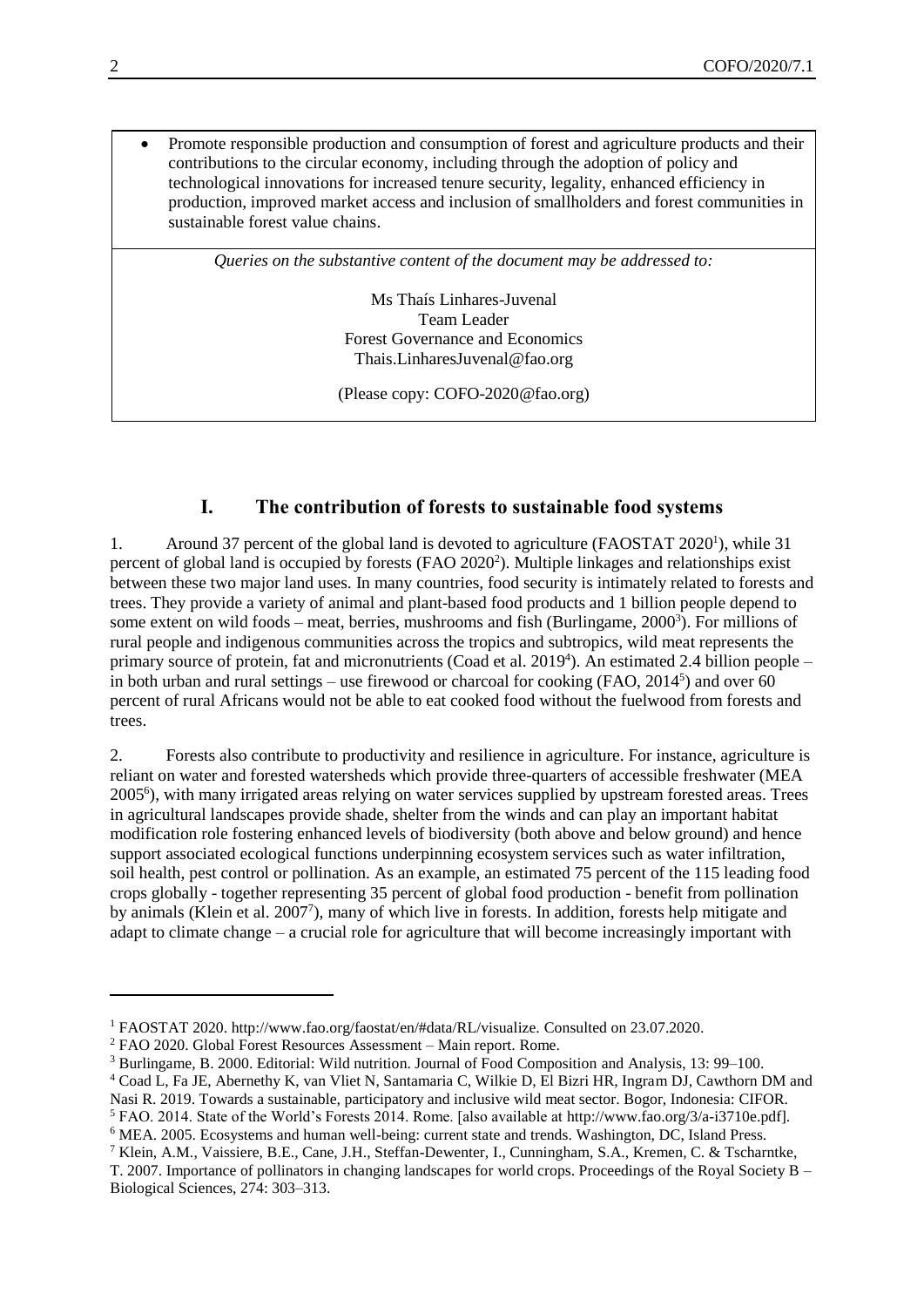- Promote responsible production and consumption of forest and agriculture products and their contributions to the circular economy, including through the adoption of policy and technological innovations for increased tenure security, legality, enhanced efficiency in production, improved market access and inclusion of smallholders and forest communities in sustainable forest value chains.

*Queries on the substantive content of the document may be addressed to:*

Ms Thaís Linhares-Juvenal
Team Leader
Forest Governance and Economics
Thais.LinharesJuvenal@fao.org

(Please copy: COFO-2020@fao.org)

## I. The contribution of forests to sustainable food systems

1. Around 37 percent of the global land is devoted to agriculture (FAOSTAT 2020[1]), while 31 percent of global land is occupied by forests (FAO 2020[2]). Multiple linkages and relationships exist between these two major land uses. In many countries, food security is intimately related to forests and trees. They provide a variety of animal and plant-based food products and 1 billion people depend to some extent on wild foods – meat, berries, mushrooms and fish (Burlingame, 2000[3]). For millions of rural people and indigenous communities across the tropics and subtropics, wild meat represents the primary source of protein, fat and micronutrients (Coad et al. 2019[4]). An estimated 2.4 billion people – in both urban and rural settings – use firewood or charcoal for cooking (FAO, 2014[5]) and over 60 percent of rural Africans would not be able to eat cooked food without the fuelwood from forests and trees.

2. Forests also contribute to productivity and resilience in agriculture. For instance, agriculture is reliant on water and forested watersheds which provide three-quarters of accessible freshwater (MEA 2005[6]), with many irrigated areas relying on water services supplied by upstream forested areas. Trees in agricultural landscapes provide shade, shelter from the winds and can play an important habitat modification role fostering enhanced levels of biodiversity (both above and below ground) and hence support associated ecological functions underpinning ecosystem services such as water infiltration, soil health, pest control or pollination. As an example, an estimated 75 percent of the 115 leading food crops globally - together representing 35 percent of global food production - benefit from pollination by animals (Klein et al. 2007[7]), many of which live in forests. In addition, forests help mitigate and adapt to climate change – a crucial role for agriculture that will become increasingly important with

---

[1] FAOSTAT 2020. http://www.fao.org/faostat/en/#data/RL/visualize. Consulted on 23.07.2020.

[2] FAO 2020. Global Forest Resources Assessment – Main report. Rome.

[3] Burlingame, B. 2000. Editorial: Wild nutrition. Journal of Food Composition and Analysis, 13: 99–100.

[4] Coad L, Fa JE, Abernethy K, van Vliet N, Santamaria C, Wilkie D, El Bizri HR, Ingram DJ, Cawthorn DM and Nasi R. 2019. Towards a sustainable, participatory and inclusive wild meat sector. Bogor, Indonesia: CIFOR.

[5] FAO. 2014. State of the World's Forests 2014. Rome. [also available at http://www.fao.org/3/a-i3710e.pdf].

[6] MEA. 2005. Ecosystems and human well-being: current state and trends. Washington, DC, Island Press.

[7] Klein, A.M., Vaissiere, B.E., Cane, J.H., Steffan-Dewenter, I., Cunningham, S.A., Kremen, C. & Tscharntke, T. 2007. Importance of pollinators in changing landscapes for world crops. Proceedings of the Royal Society B – Biological Sciences, 274: 303–313.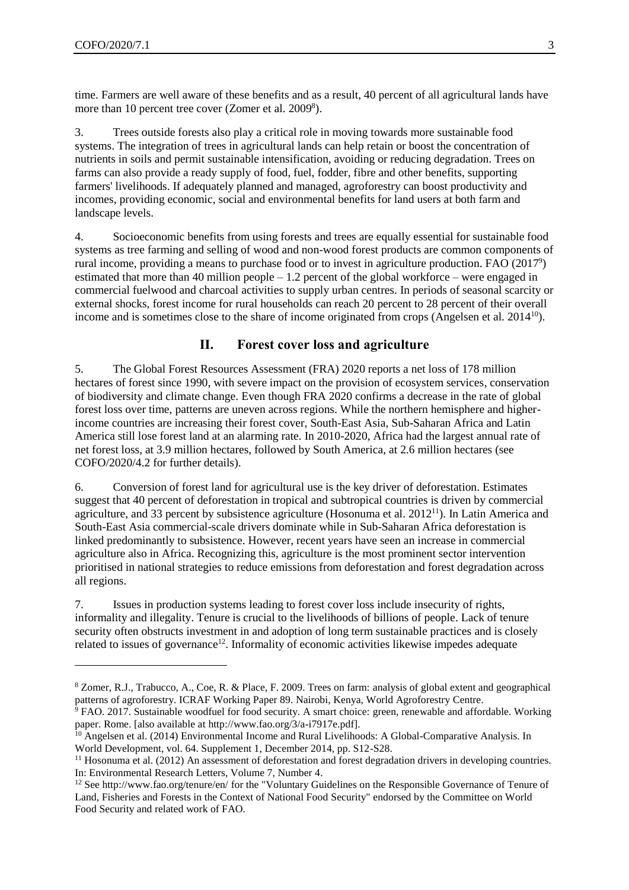time. Farmers are well aware of these benefits and as a result, 40 percent of all agricultural lands have more than 10 percent tree cover (Zomer et al. 2009[8]).

3. Trees outside forests also play a critical role in moving towards more sustainable food systems. The integration of trees in agricultural lands can help retain or boost the concentration of nutrients in soils and permit sustainable intensification, avoiding or reducing degradation. Trees on farms can also provide a ready supply of food, fuel, fodder, fibre and other benefits, supporting farmers' livelihoods. If adequately planned and managed, agroforestry can boost productivity and incomes, providing economic, social and environmental benefits for land users at both farm and landscape levels.

4. Socioeconomic benefits from using forests and trees are equally essential for sustainable food systems as tree farming and selling of wood and non-wood forest products are common components of rural income, providing a means to purchase food or to invest in agriculture production. FAO (2017[9]) estimated that more than 40 million people – 1.2 percent of the global workforce – were engaged in commercial fuelwood and charcoal activities to supply urban centres. In periods of seasonal scarcity or external shocks, forest income for rural households can reach 20 percent to 28 percent of their overall income and is sometimes close to the share of income originated from crops (Angelsen et al. 2014[10]).

## II. Forest cover loss and agriculture

5. The Global Forest Resources Assessment (FRA) 2020 reports a net loss of 178 million hectares of forest since 1990, with severe impact on the provision of ecosystem services, conservation of biodiversity and climate change. Even though FRA 2020 confirms a decrease in the rate of global forest loss over time, patterns are uneven across regions. While the northern hemisphere and higher-income countries are increasing their forest cover, South-East Asia, Sub-Saharan Africa and Latin America still lose forest land at an alarming rate. In 2010-2020, Africa had the largest annual rate of net forest loss, at 3.9 million hectares, followed by South America, at 2.6 million hectares (see COFO/2020/4.2 for further details).

6. Conversion of forest land for agricultural use is the key driver of deforestation. Estimates suggest that 40 percent of deforestation in tropical and subtropical countries is driven by commercial agriculture, and 33 percent by subsistence agriculture (Hosonuma et al. 2012[11]). In Latin America and South-East Asia commercial-scale drivers dominate while in Sub-Saharan Africa deforestation is linked predominantly to subsistence. However, recent years have seen an increase in commercial agriculture also in Africa. Recognizing this, agriculture is the most prominent sector intervention prioritised in national strategies to reduce emissions from deforestation and forest degradation across all regions.

7. Issues in production systems leading to forest cover loss include insecurity of rights, informality and illegality. Tenure is crucial to the livelihoods of billions of people. Lack of tenure security often obstructs investment in and adoption of long term sustainable practices and is closely related to issues of governance[12]. Informality of economic activities likewise impedes adequate

---

[8] Zomer, R.J., Trabucco, A., Coe, R. & Place, F. 2009. Trees on farm: analysis of global extent and geographical patterns of agroforestry. ICRAF Working Paper 89. Nairobi, Kenya, World Agroforestry Centre.

[9] FAO. 2017. Sustainable woodfuel for food security. A smart choice: green, renewable and affordable. Working paper. Rome. [also available at http://www.fao.org/3/a-i7917e.pdf].

[10] Angelsen et al. (2014) Environmental Income and Rural Livelihoods: A Global-Comparative Analysis. In World Development, vol. 64. Supplement 1, December 2014, pp. S12-S28.

[11] Hosonuma et al. (2012) An assessment of deforestation and forest degradation drivers in developing countries. In: Environmental Research Letters, Volume 7, Number 4.

[12] See http://www.fao.org/tenure/en/ for the "Voluntary Guidelines on the Responsible Governance of Tenure of Land, Fisheries and Forests in the Context of National Food Security" endorsed by the Committee on World Food Security and related work of FAO.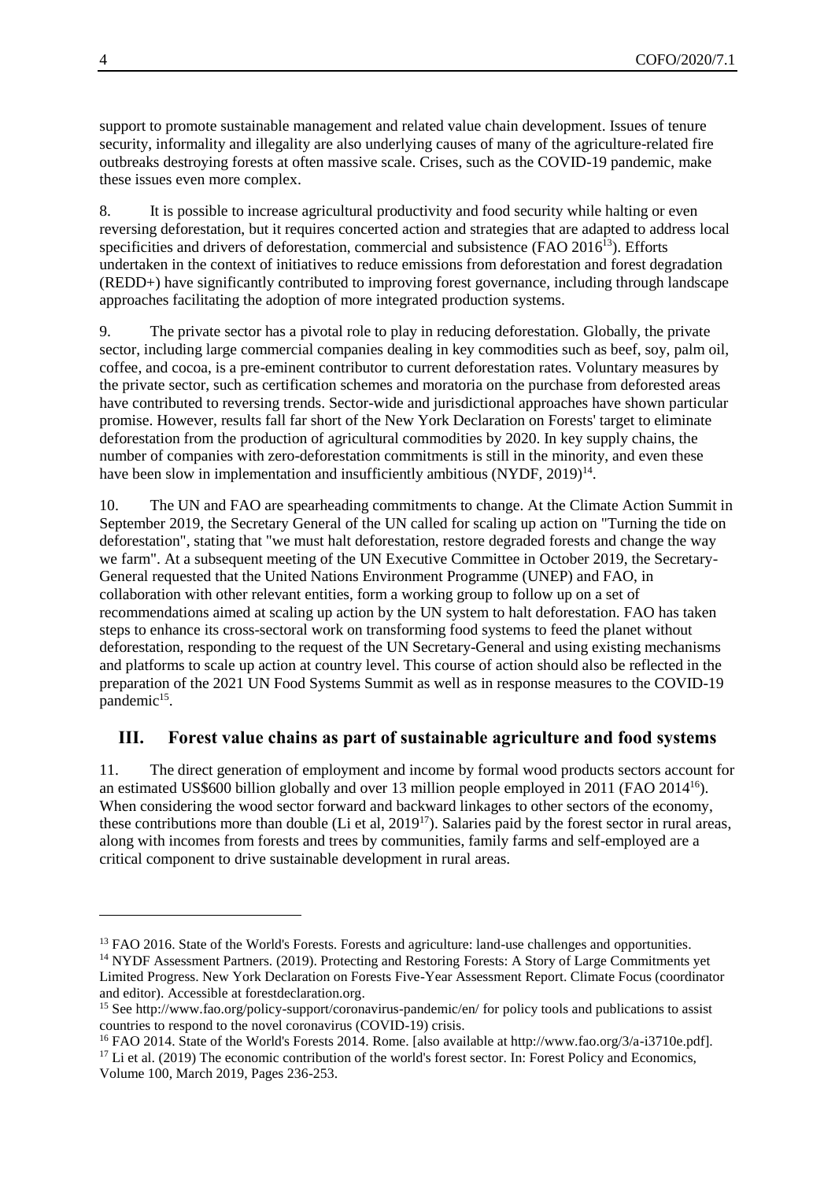support to promote sustainable management and related value chain development. Issues of tenure security, informality and illegality are also underlying causes of many of the agriculture-related fire outbreaks destroying forests at often massive scale. Crises, such as the COVID-19 pandemic, make these issues even more complex.

8. It is possible to increase agricultural productivity and food security while halting or even reversing deforestation, but it requires concerted action and strategies that are adapted to address local specificities and drivers of deforestation, commercial and subsistence (FAO 2016[13]). Efforts undertaken in the context of initiatives to reduce emissions from deforestation and forest degradation (REDD+) have significantly contributed to improving forest governance, including through landscape approaches facilitating the adoption of more integrated production systems.

9. The private sector has a pivotal role to play in reducing deforestation. Globally, the private sector, including large commercial companies dealing in key commodities such as beef, soy, palm oil, coffee, and cocoa, is a pre-eminent contributor to current deforestation rates. Voluntary measures by the private sector, such as certification schemes and moratoria on the purchase from deforested areas have contributed to reversing trends. Sector-wide and jurisdictional approaches have shown particular promise. However, results fall far short of the New York Declaration on Forests' target to eliminate deforestation from the production of agricultural commodities by 2020. In key supply chains, the number of companies with zero-deforestation commitments is still in the minority, and even these have been slow in implementation and insufficiently ambitious (NYDF, 2019)[14].

10. The UN and FAO are spearheading commitments to change. At the Climate Action Summit in September 2019, the Secretary General of the UN called for scaling up action on "Turning the tide on deforestation", stating that "we must halt deforestation, restore degraded forests and change the way we farm". At a subsequent meeting of the UN Executive Committee in October 2019, the Secretary-General requested that the United Nations Environment Programme (UNEP) and FAO, in collaboration with other relevant entities, form a working group to follow up on a set of recommendations aimed at scaling up action by the UN system to halt deforestation. FAO has taken steps to enhance its cross-sectoral work on transforming food systems to feed the planet without deforestation, responding to the request of the UN Secretary-General and using existing mechanisms and platforms to scale up action at country level. This course of action should also be reflected in the preparation of the 2021 UN Food Systems Summit as well as in response measures to the COVID-19 pandemic[15].

## III. Forest value chains as part of sustainable agriculture and food systems

11. The direct generation of employment and income by formal wood products sectors account for an estimated US$600 billion globally and over 13 million people employed in 2011 (FAO 2014[16]). When considering the wood sector forward and backward linkages to other sectors of the economy, these contributions more than double (Li et al, 2019[17]). Salaries paid by the forest sector in rural areas, along with incomes from forests and trees by communities, family farms and self-employed are a critical component to drive sustainable development in rural areas.

---

[13] FAO 2016. State of the World's Forests. Forests and agriculture: land-use challenges and opportunities.

[14] NYDF Assessment Partners. (2019). Protecting and Restoring Forests: A Story of Large Commitments yet Limited Progress. New York Declaration on Forests Five-Year Assessment Report. Climate Focus (coordinator and editor). Accessible at forestdeclaration.org.

[15] See http://www.fao.org/policy-support/coronavirus-pandemic/en/ for policy tools and publications to assist countries to respond to the novel coronavirus (COVID-19) crisis.

[16] FAO 2014. State of the World's Forests 2014. Rome. [also available at http://www.fao.org/3/a-i3710e.pdf].

[17] Li et al. (2019) The economic contribution of the world's forest sector. In: Forest Policy and Economics, Volume 100, March 2019, Pages 236-253.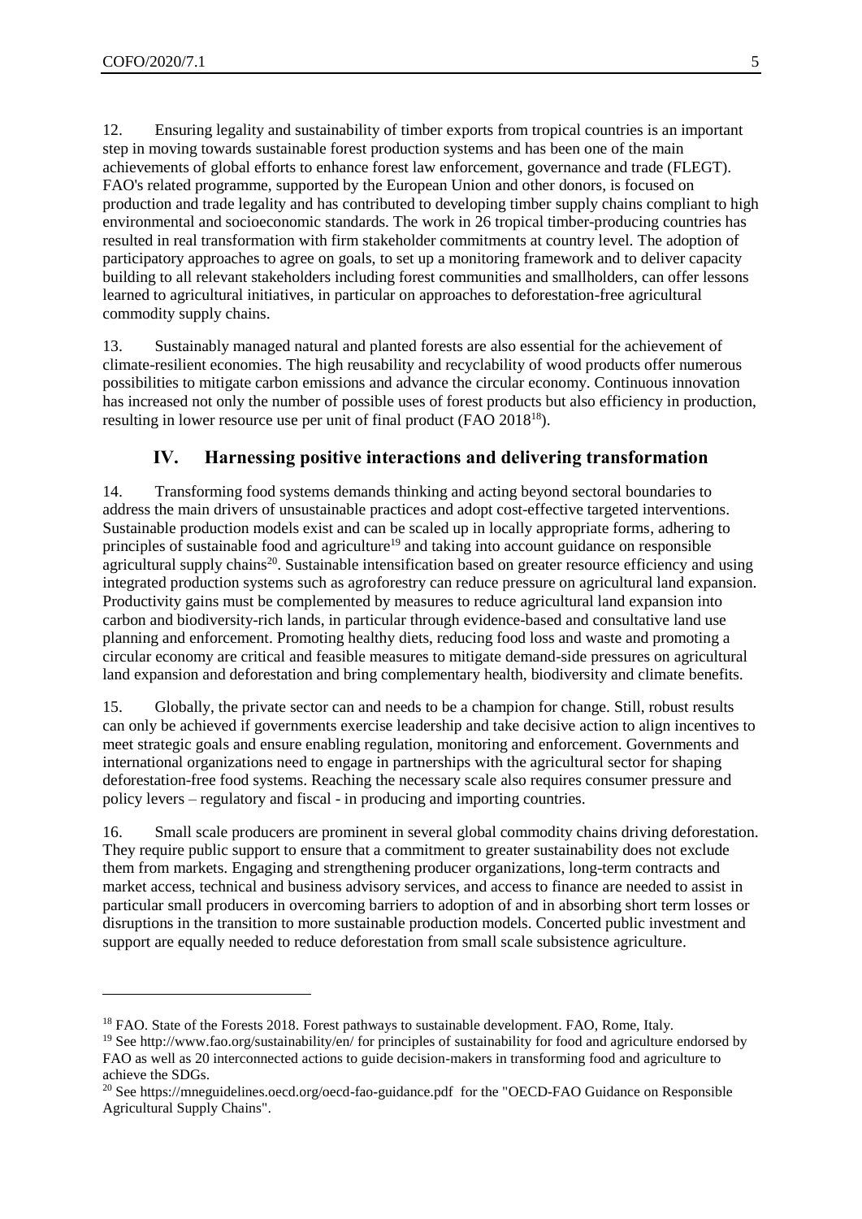12. Ensuring legality and sustainability of timber exports from tropical countries is an important step in moving towards sustainable forest production systems and has been one of the main achievements of global efforts to enhance forest law enforcement, governance and trade (FLEGT). FAO's related programme, supported by the European Union and other donors, is focused on production and trade legality and has contributed to developing timber supply chains compliant to high environmental and socioeconomic standards. The work in 26 tropical timber-producing countries has resulted in real transformation with firm stakeholder commitments at country level. The adoption of participatory approaches to agree on goals, to set up a monitoring framework and to deliver capacity building to all relevant stakeholders including forest communities and smallholders, can offer lessons learned to agricultural initiatives, in particular on approaches to deforestation-free agricultural commodity supply chains.

13. Sustainably managed natural and planted forests are also essential for the achievement of climate-resilient economies. The high reusability and recyclability of wood products offer numerous possibilities to mitigate carbon emissions and advance the circular economy. Continuous innovation has increased not only the number of possible uses of forest products but also efficiency in production, resulting in lower resource use per unit of final product (FAO 2018[18]).

## IV. Harnessing positive interactions and delivering transformation

14. Transforming food systems demands thinking and acting beyond sectoral boundaries to address the main drivers of unsustainable practices and adopt cost-effective targeted interventions. Sustainable production models exist and can be scaled up in locally appropriate forms, adhering to principles of sustainable food and agriculture[19] and taking into account guidance on responsible agricultural supply chains[20]. Sustainable intensification based on greater resource efficiency and using integrated production systems such as agroforestry can reduce pressure on agricultural land expansion. Productivity gains must be complemented by measures to reduce agricultural land expansion into carbon and biodiversity-rich lands, in particular through evidence-based and consultative land use planning and enforcement. Promoting healthy diets, reducing food loss and waste and promoting a circular economy are critical and feasible measures to mitigate demand-side pressures on agricultural land expansion and deforestation and bring complementary health, biodiversity and climate benefits.

15. Globally, the private sector can and needs to be a champion for change. Still, robust results can only be achieved if governments exercise leadership and take decisive action to align incentives to meet strategic goals and ensure enabling regulation, monitoring and enforcement. Governments and international organizations need to engage in partnerships with the agricultural sector for shaping deforestation-free food systems. Reaching the necessary scale also requires consumer pressure and policy levers – regulatory and fiscal - in producing and importing countries.

16. Small scale producers are prominent in several global commodity chains driving deforestation. They require public support to ensure that a commitment to greater sustainability does not exclude them from markets. Engaging and strengthening producer organizations, long-term contracts and market access, technical and business advisory services, and access to finance are needed to assist in particular small producers in overcoming barriers to adoption of and in absorbing short term losses or disruptions in the transition to more sustainable production models. Concerted public investment and support are equally needed to reduce deforestation from small scale subsistence agriculture.

---

[18] FAO. State of the Forests 2018. Forest pathways to sustainable development. FAO, Rome, Italy.

[19] See http://www.fao.org/sustainability/en/ for principles of sustainability for food and agriculture endorsed by FAO as well as 20 interconnected actions to guide decision-makers in transforming food and agriculture to achieve the SDGs.

[20] See https://mneguidelines.oecd.org/oecd-fao-guidance.pdf for the "OECD-FAO Guidance on Responsible Agricultural Supply Chains".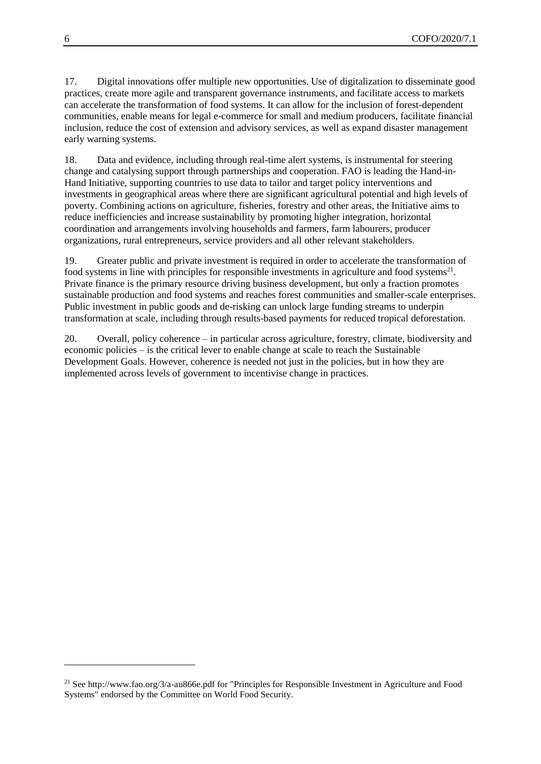17. Digital innovations offer multiple new opportunities. Use of digitalization to disseminate good practices, create more agile and transparent governance instruments, and facilitate access to markets can accelerate the transformation of food systems. It can allow for the inclusion of forest-dependent communities, enable means for legal e-commerce for small and medium producers, facilitate financial inclusion, reduce the cost of extension and advisory services, as well as expand disaster management early warning systems.

18. Data and evidence, including through real-time alert systems, is instrumental for steering change and catalysing support through partnerships and cooperation. FAO is leading the Hand-in-Hand Initiative, supporting countries to use data to tailor and target policy interventions and investments in geographical areas where there are significant agricultural potential and high levels of poverty. Combining actions on agriculture, fisheries, forestry and other areas, the Initiative aims to reduce inefficiencies and increase sustainability by promoting higher integration, horizontal coordination and arrangements involving households and farmers, farm labourers, producer organizations, rural entrepreneurs, service providers and all other relevant stakeholders.

19. Greater public and private investment is required in order to accelerate the transformation of food systems in line with principles for responsible investments in agriculture and food systems[21]. Private finance is the primary resource driving business development, but only a fraction promotes sustainable production and food systems and reaches forest communities and smaller-scale enterprises. Public investment in public goods and de-risking can unlock large funding streams to underpin transformation at scale, including through results-based payments for reduced tropical deforestation.

20. Overall, policy coherence – in particular across agriculture, forestry, climate, biodiversity and economic policies – is the critical lever to enable change at scale to reach the Sustainable Development Goals. However, coherence is needed not just in the policies, but in how they are implemented across levels of government to incentivise change in practices.

---

[21] See http://www.fao.org/3/a-au866e.pdf for "Principles for Responsible Investment in Agriculture and Food Systems" endorsed by the Committee on World Food Security.